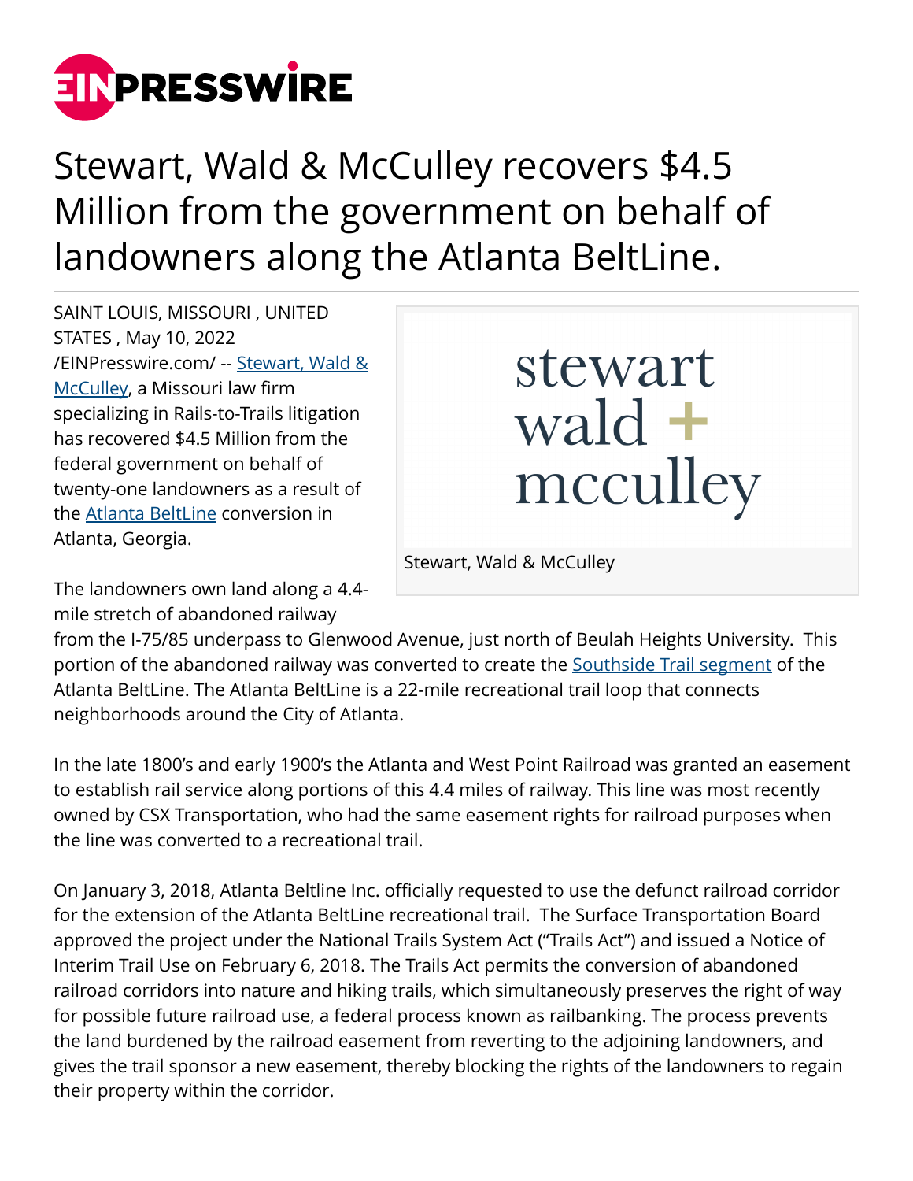# Stewart, Wald & McCulley recovers $4.5 Million from the government on behalf of landowners along the Atlanta BeltLine.

SAINT LOUIS, MISSOURI , UNITED STATES , May 10, 2022 /EINPresswire.com/ -- Stewart, Wald & McCulley, a Missouri law firm specializing in Rails-to-Trails litigation has recovered $4.5 Million from the federal government on behalf of twenty-one landowners as a result of the Atlanta BeltLine conversion in Atlanta, Georgia.

Stewart, Wald & McCulley

The landowners own land along a 4.4-mile stretch of abandoned railway from the I-75/85 underpass to Glenwood Avenue, just north of Beulah Heights University. This portion of the abandoned railway was converted to create the Southside Trail segment of the Atlanta BeltLine. The Atlanta BeltLine is a 22-mile recreational trail loop that connects neighborhoods around the City of Atlanta.

In the late 1800's and early 1900's the Atlanta and West Point Railroad was granted an easement to establish rail service along portions of this 4.4 miles of railway. This line was most recently owned by CSX Transportation, who had the same easement rights for railroad purposes when the line was converted to a recreational trail.

On January 3, 2018, Atlanta Beltline Inc. officially requested to use the defunct railroad corridor for the extension of the Atlanta BeltLine recreational trail. The Surface Transportation Board approved the project under the National Trails System Act ("Trails Act") and issued a Notice of Interim Trail Use on February 6, 2018. The Trails Act permits the conversion of abandoned railroad corridors into nature and hiking trails, which simultaneously preserves the right of way for possible future railroad use, a federal process known as railbanking. The process prevents the land burdened by the railroad easement from reverting to the adjoining landowners, and gives the trail sponsor a new easement, thereby blocking the rights of the landowners to regain their property within the corridor.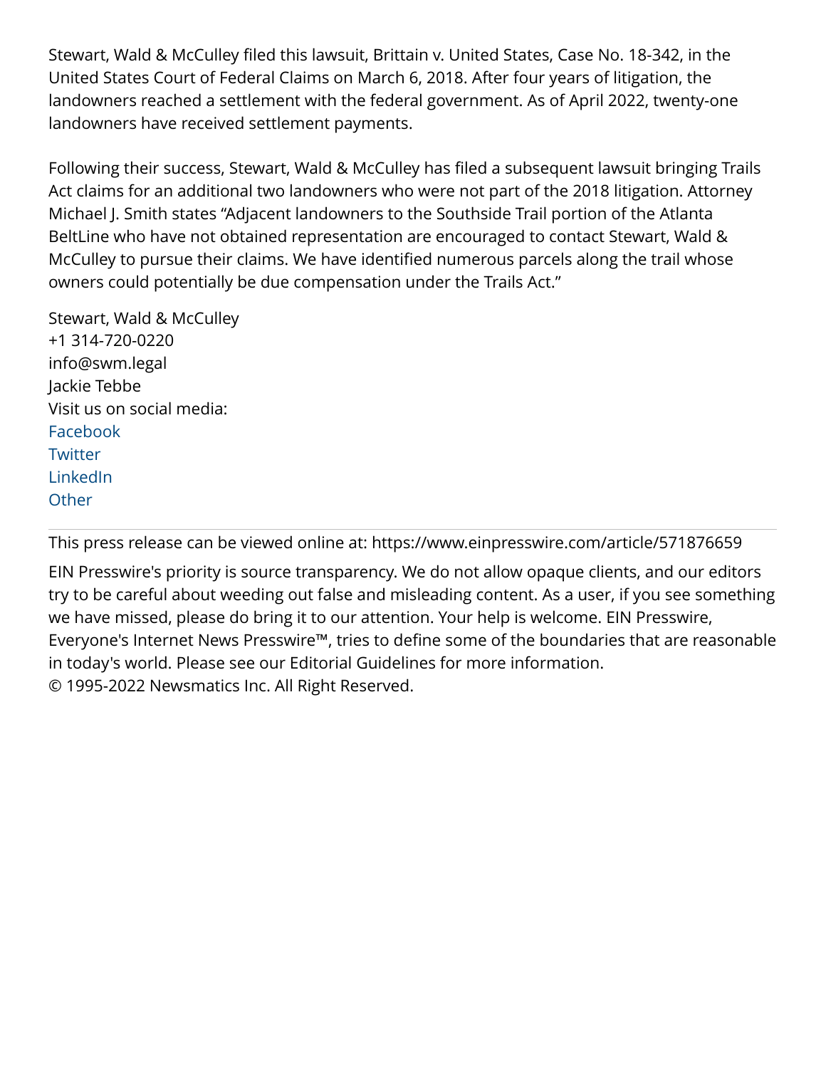Stewart, Wald & McCulley filed this lawsuit, Brittain v. United States, Case No. 18-342, in the United States Court of Federal Claims on March 6, 2018. After four years of litigation, the landowners reached a settlement with the federal government. As of April 2022, twenty-one landowners have received settlement payments.

Following their success, Stewart, Wald & McCulley has filed a subsequent lawsuit bringing Trails Act claims for an additional two landowners who were not part of the 2018 litigation. Attorney Michael J. Smith states "Adjacent landowners to the Southside Trail portion of the Atlanta BeltLine who have not obtained representation are encouraged to contact Stewart, Wald & McCulley to pursue their claims. We have identified numerous parcels along the trail whose owners could potentially be due compensation under the Trails Act."

Stewart, Wald & McCulley
+1 314-720-0220
info@swm.legal
Jackie Tebbe
Visit us on social media:
Facebook
Twitter
LinkedIn
Other

---

This press release can be viewed online at: https://www.einpresswire.com/article/571876659

EIN Presswire's priority is source transparency. We do not allow opaque clients, and our editors try to be careful about weeding out false and misleading content. As a user, if you see something we have missed, please do bring it to our attention. Your help is welcome. EIN Presswire, Everyone's Internet News Presswire™, tries to define some of the boundaries that are reasonable in today's world. Please see our Editorial Guidelines for more information.
© 1995-2022 Newsmatics Inc. All Right Reserved.